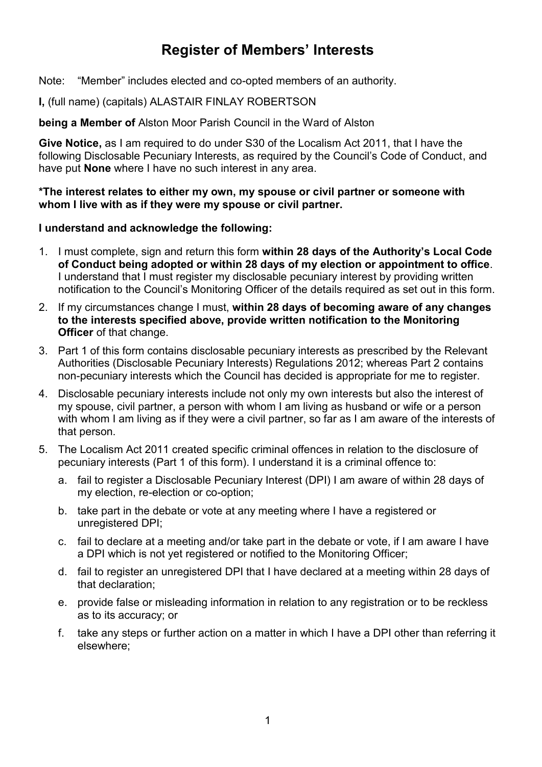# Register of Members' Interests

Note: "Member" includes elected and co-opted members of an authority.

**I,** (full name) (capitals) ALASTAIR FINLAY ROBERTSON

**being a Member of** Alston Moor Parish Council in the Ward of Alston

**Give Notice,** as I am required to do under S30 of the Localism Act 2011, that I have the following Disclosable Pecuniary Interests, as required by the Council's Code of Conduct, and have put **None** where I have no such interest in any area.

**\*The interest relates to either my own, my spouse or civil partner or someone with whom I live with as if they were my spouse or civil partner.**

**I understand and acknowledge the following:**

1. I must complete, sign and return this form **within 28 days of the Authority's Local Code of Conduct being adopted or within 28 days of my election or appointment to office**. I understand that I must register my disclosable pecuniary interest by providing written notification to the Council's Monitoring Officer of the details required as set out in this form.
2. If my circumstances change I must, **within 28 days of becoming aware of any changes to the interests specified above, provide written notification to the Monitoring Officer** of that change.
3. Part 1 of this form contains disclosable pecuniary interests as prescribed by the Relevant Authorities (Disclosable Pecuniary Interests) Regulations 2012; whereas Part 2 contains non-pecuniary interests which the Council has decided is appropriate for me to register.
4. Disclosable pecuniary interests include not only my own interests but also the interest of my spouse, civil partner, a person with whom I am living as husband or wife or a person with whom I am living as if they were a civil partner, so far as I am aware of the interests of that person.
5. The Localism Act 2011 created specific criminal offences in relation to the disclosure of pecuniary interests (Part 1 of this form). I understand it is a criminal offence to:
   a. fail to register a Disclosable Pecuniary Interest (DPI) I am aware of within 28 days of my election, re-election or co-option;
   b. take part in the debate or vote at any meeting where I have a registered or unregistered DPI;
   c. fail to declare at a meeting and/or take part in the debate or vote, if I am aware I have a DPI which is not yet registered or notified to the Monitoring Officer;
   d. fail to register an unregistered DPI that I have declared at a meeting within 28 days of that declaration;
   e. provide false or misleading information in relation to any registration or to be reckless as to its accuracy; or
   f. take any steps or further action on a matter in which I have a DPI other than referring it elsewhere;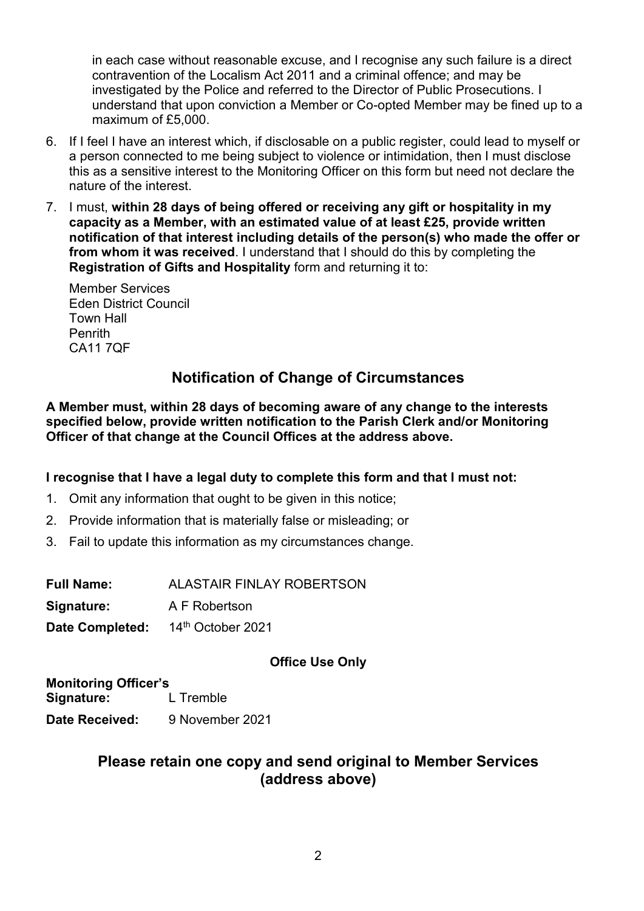in each case without reasonable excuse, and I recognise any such failure is a direct contravention of the Localism Act 2011 and a criminal offence; and may be investigated by the Police and referred to the Director of Public Prosecutions. I understand that upon conviction a Member or Co-opted Member may be fined up to a maximum of £5,000.

6. If I feel I have an interest which, if disclosable on a public register, could lead to myself or a person connected to me being subject to violence or intimidation, then I must disclose this as a sensitive interest to the Monitoring Officer on this form but need not declare the nature of the interest.
7. I must, **within 28 days of being offered or receiving any gift or hospitality in my capacity as a Member, with an estimated value of at least £25, provide written notification of that interest including details of the person(s) who made the offer or from whom it was received**. I understand that I should do this by completing the **Registration of Gifts and Hospitality** form and returning it to:

   Member Services
   Eden District Council
   Town Hall
   Penrith
   CA11 7QF

## Notification of Change of Circumstances

**A Member must, within 28 days of becoming aware of any change to the interests specified below, provide written notification to the Parish Clerk and/or Monitoring Officer of that change at the Council Offices at the address above.**

**I recognise that I have a legal duty to complete this form and that I must not:**

1. Omit any information that ought to be given in this notice;
2. Provide information that is materially false or misleading; or
3. Fail to update this information as my circumstances change.

**Full Name:** ALASTAIR FINLAY ROBERTSON

**Signature:** A F Robertson

**Date Completed:** 14th October 2021

**Office Use Only**

**Monitoring Officer's Signature:** L Tremble

**Date Received:** 9 November 2021

## Please retain one copy and send original to Member Services (address above)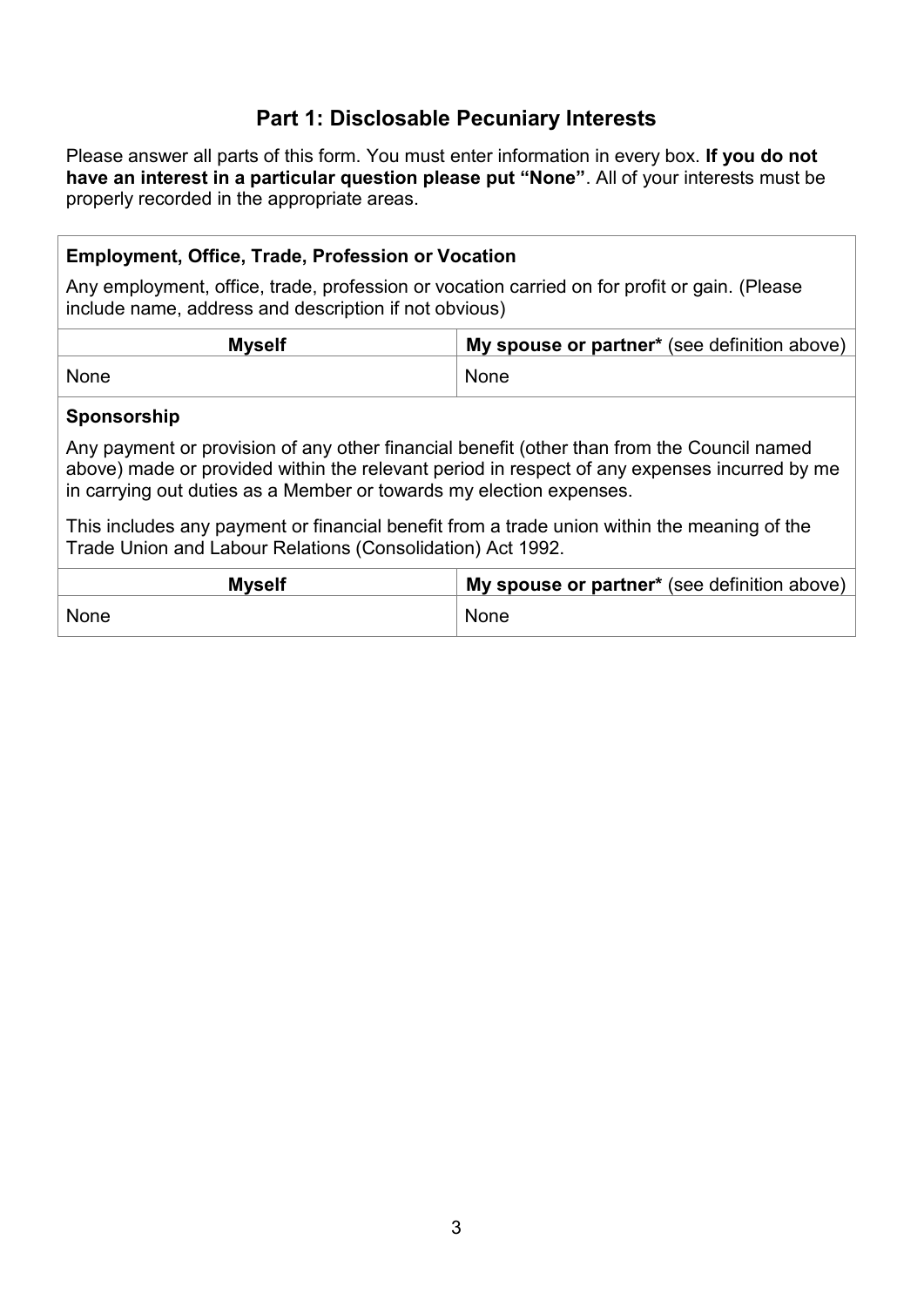## Part 1: Disclosable Pecuniary Interests

Please answer all parts of this form. You must enter information in every box. **If you do not have an interest in a particular question please put "None"**. All of your interests must be properly recorded in the appropriate areas.

**Employment, Office, Trade, Profession or Vocation**

Any employment, office, trade, profession or vocation carried on for profit or gain. (Please include name, address and description if not obvious)

| **Myself** | **My spouse or partner*** (see definition above) |
| --- | --- |
| None | None |

**Sponsorship**

Any payment or provision of any other financial benefit (other than from the Council named above) made or provided within the relevant period in respect of any expenses incurred by me in carrying out duties as a Member or towards my election expenses.

This includes any payment or financial benefit from a trade union within the meaning of the Trade Union and Labour Relations (Consolidation) Act 1992.

| **Myself** | **My spouse or partner*** (see definition above) |
| --- | --- |
| None | None |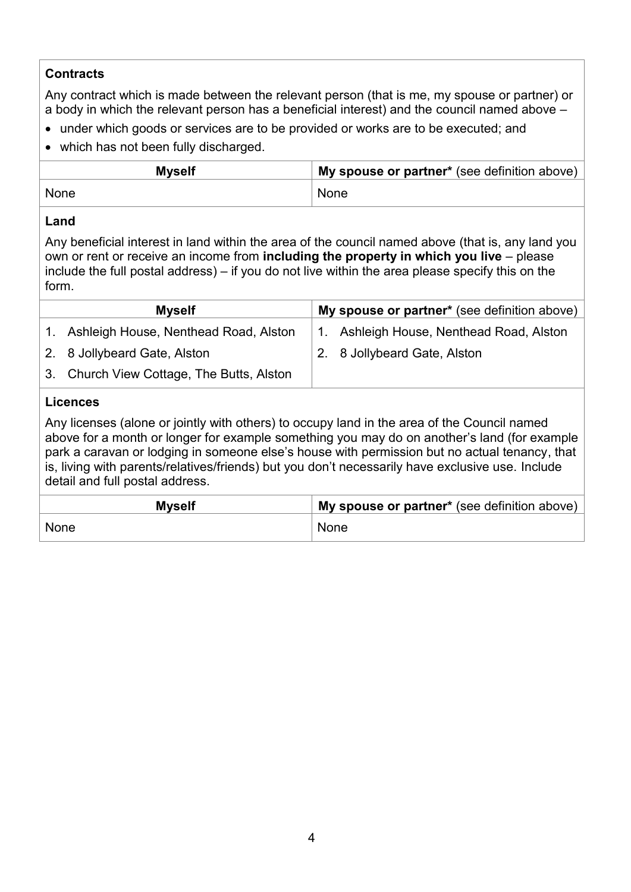**Contracts**

Any contract which is made between the relevant person (that is me, my spouse or partner) or a body in which the relevant person has a beneficial interest) and the council named above –

- under which goods or services are to be provided or works are to be executed; and
- which has not been fully discharged.

| **Myself** | **My spouse or partner*** (see definition above) |
|---|---|
| None | None |

**Land**

Any beneficial interest in land within the area of the council named above (that is, any land you own or rent or receive an income from **including the property in which you live** – please include the full postal address) – if you do not live within the area please specify this on the form.

| **Myself** | **My spouse or partner*** (see definition above) |
|---|---|
| 1. Ashleigh House, Nenthead Road, Alston<br>2. 8 Jollybeard Gate, Alston<br>3. Church View Cottage, The Butts, Alston | 1. Ashleigh House, Nenthead Road, Alston<br>2. 8 Jollybeard Gate, Alston |

**Licences**

Any licenses (alone or jointly with others) to occupy land in the area of the Council named above for a month or longer for example something you may do on another's land (for example park a caravan or lodging in someone else's house with permission but no actual tenancy, that is, living with parents/relatives/friends) but you don't necessarily have exclusive use. Include detail and full postal address.

| **Myself** | **My spouse or partner*** (see definition above) |
|---|---|
| None | None |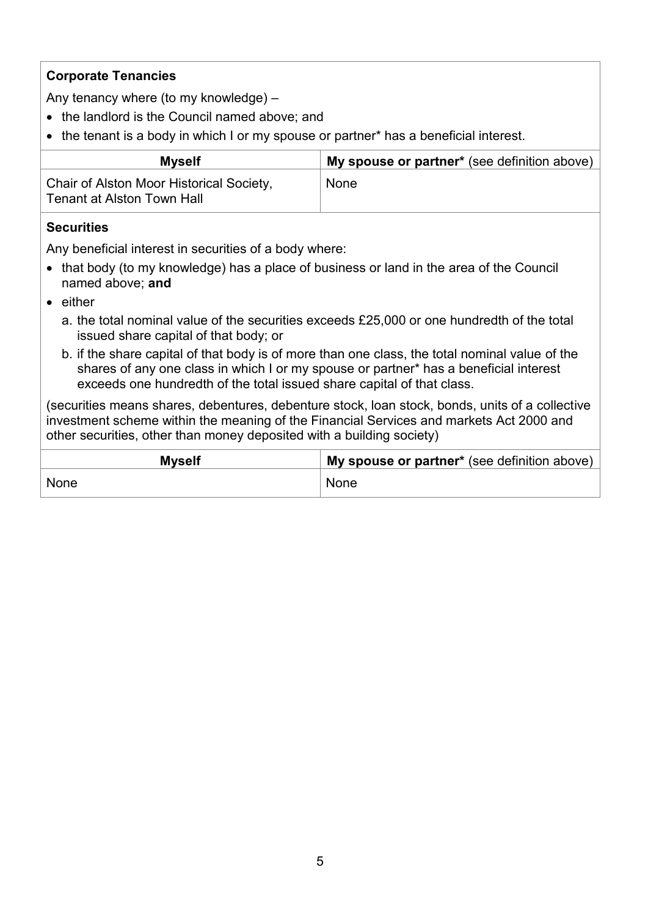**Corporate Tenancies**

Any tenancy where (to my knowledge) –

- the landlord is the Council named above; and
- the tenant is a body in which I or my spouse or partner* has a beneficial interest.

| **Myself** | **My spouse or partner*** (see definition above) |
|---|---|
| Chair of Alston Moor Historical Society, Tenant at Alston Town Hall | None |

**Securities**

Any beneficial interest in securities of a body where:

- that body (to my knowledge) has a place of business or land in the area of the Council named above; **and**
- either
    a. the total nominal value of the securities exceeds £25,000 or one hundredth of the total issued share capital of that body; or
    b. if the share capital of that body is of more than one class, the total nominal value of the shares of any one class in which I or my spouse or partner* has a beneficial interest exceeds one hundredth of the total issued share capital of that class.

(securities means shares, debentures, debenture stock, loan stock, bonds, units of a collective investment scheme within the meaning of the Financial Services and markets Act 2000 and other securities, other than money deposited with a building society)

| **Myself** | **My spouse or partner*** (see definition above) |
|---|---|
| None | None |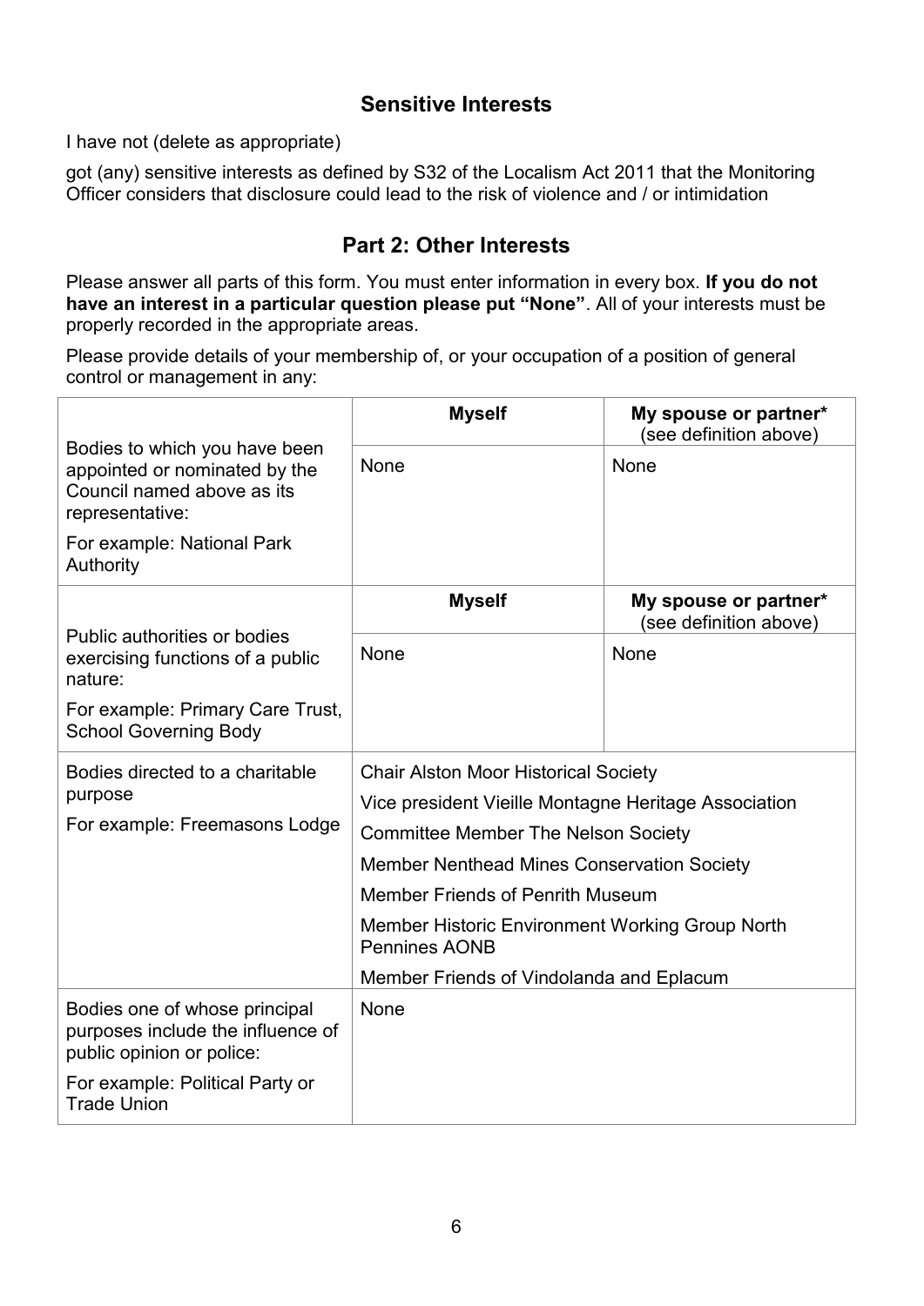## Sensitive Interests

I have not (delete as appropriate)

got (any) sensitive interests as defined by S32 of the Localism Act 2011 that the Monitoring Officer considers that disclosure could lead to the risk of violence and / or intimidation

## Part 2: Other Interests

Please answer all parts of this form. You must enter information in every box. **If you do not have an interest in a particular question please put "None"**. All of your interests must be properly recorded in the appropriate areas.

Please provide details of your membership of, or your occupation of a position of general control or management in any:

| | | |
|---|---|---|
| Bodies to which you have been appointed or nominated by the Council named above as its representative:<br><br>For example: National Park Authority | **Myself** | **My spouse or partner*** (see definition above) |
| | None | None |
| Public authorities or bodies exercising functions of a public nature:<br><br>For example: Primary Care Trust, School Governing Body | **Myself** | **My spouse or partner*** (see definition above) |
| | None | None |
| Bodies directed to a charitable purpose<br><br>For example: Freemasons Lodge | Chair Alston Moor Historical Society<br>Vice president Vieille Montagne Heritage Association<br>Committee Member The Nelson Society<br>Member Nenthead Mines Conservation Society<br>Member Friends of Penrith Museum<br>Member Historic Environment Working Group North Pennines AONB<br>Member Friends of Vindolanda and Eplacum | |
| Bodies one of whose principal purposes include the influence of public opinion or police:<br><br>For example: Political Party or Trade Union | None | |